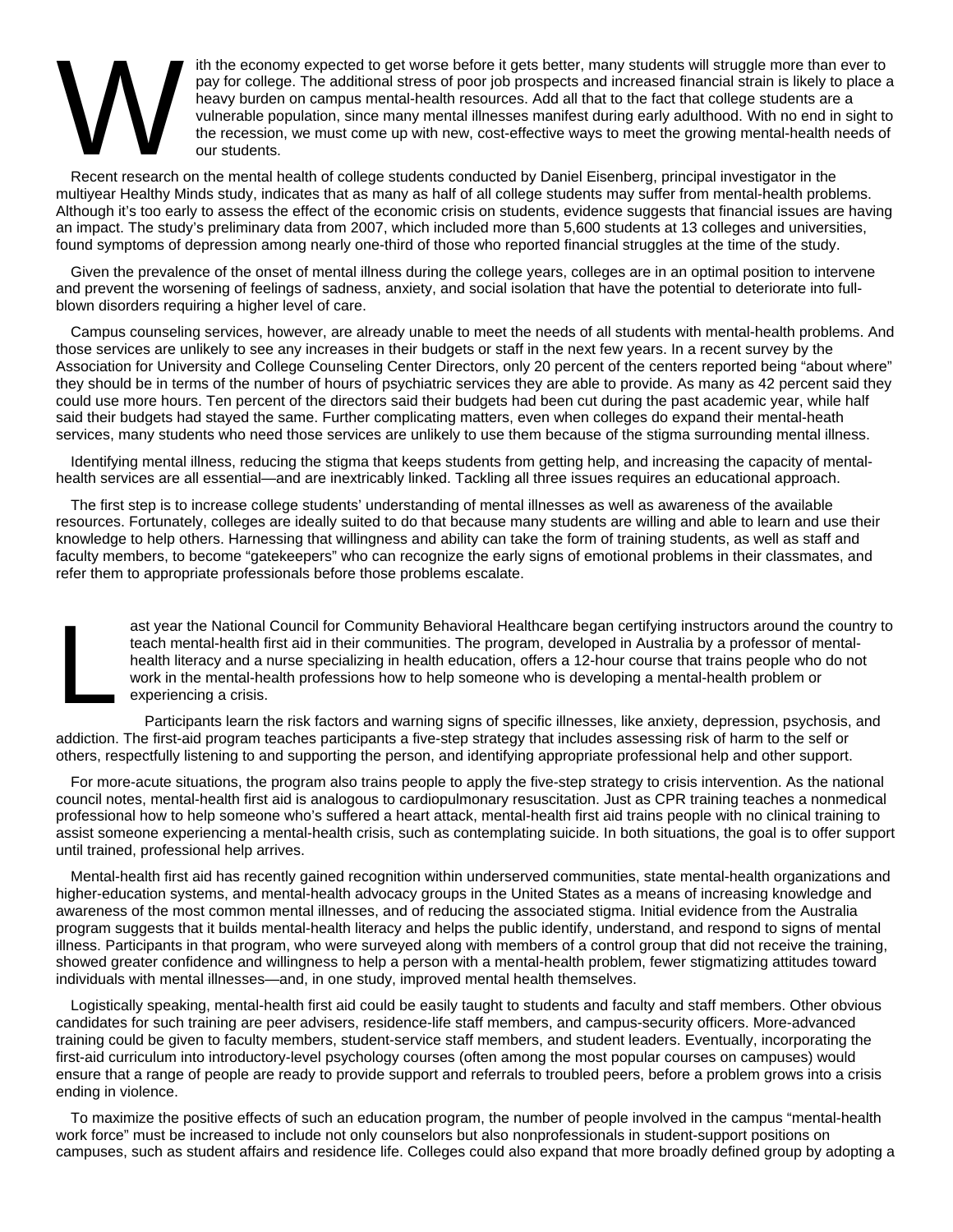With the economy expected to get worse before it gets better, many students will struggle more than ever to pay for college. The additional stress of poor job prospects and increased financial strain is likely to place a heavy burden on campus mental-health resources. Add all that to the fact that college students are a vulnerable population, since many mental illnesses manifest during early adulthood. With no end in sight to the recession, we must come up with new, cost-effective ways to meet the growing mental-health needs of our students.

Recent research on the mental health of college students conducted by Daniel Eisenberg, principal investigator in the multiyear Healthy Minds study, indicates that as many as half of all college students may suffer from mental-health problems. Although it's too early to assess the effect of the economic crisis on students, evidence suggests that financial issues are having an impact. The study's preliminary data from 2007, which included more than 5,600 students at 13 colleges and universities, found symptoms of depression among nearly one-third of those who reported financial struggles at the time of the study.

Given the prevalence of the onset of mental illness during the college years, colleges are in an optimal position to intervene and prevent the worsening of feelings of sadness, anxiety, and social isolation that have the potential to deteriorate into full-blown disorders requiring a higher level of care.

Campus counseling services, however, are already unable to meet the needs of all students with mental-health problems. And those services are unlikely to see any increases in their budgets or staff in the next few years. In a recent survey by the Association for University and College Counseling Center Directors, only 20 percent of the centers reported being "about where" they should be in terms of the number of hours of psychiatric services they are able to provide. As many as 42 percent said they could use more hours. Ten percent of the directors said their budgets had been cut during the past academic year, while half said their budgets had stayed the same. Further complicating matters, even when colleges do expand their mental-heath services, many students who need those services are unlikely to use them because of the stigma surrounding mental illness.

Identifying mental illness, reducing the stigma that keeps students from getting help, and increasing the capacity of mental-health services are all essential—and are inextricably linked. Tackling all three issues requires an educational approach.

The first step is to increase college students' understanding of mental illnesses as well as awareness of the available resources. Fortunately, colleges are ideally suited to do that because many students are willing and able to learn and use their knowledge to help others. Harnessing that willingness and ability can take the form of training students, as well as staff and faculty members, to become "gatekeepers" who can recognize the early signs of emotional problems in their classmates, and refer them to appropriate professionals before those problems escalate.

Last year the National Council for Community Behavioral Healthcare began certifying instructors around the country to teach mental-health first aid in their communities. The program, developed in Australia by a professor of mental-health literacy and a nurse specializing in health education, offers a 12-hour course that trains people who do not work in the mental-health professions how to help someone who is developing a mental-health problem or experiencing a crisis.

Participants learn the risk factors and warning signs of specific illnesses, like anxiety, depression, psychosis, and addiction. The first-aid program teaches participants a five-step strategy that includes assessing risk of harm to the self or others, respectfully listening to and supporting the person, and identifying appropriate professional help and other support.

For more-acute situations, the program also trains people to apply the five-step strategy to crisis intervention. As the national council notes, mental-health first aid is analogous to cardiopulmonary resuscitation. Just as CPR training teaches a nonmedical professional how to help someone who's suffered a heart attack, mental-health first aid trains people with no clinical training to assist someone experiencing a mental-health crisis, such as contemplating suicide. In both situations, the goal is to offer support until trained, professional help arrives.

Mental-health first aid has recently gained recognition within underserved communities, state mental-health organizations and higher-education systems, and mental-health advocacy groups in the United States as a means of increasing knowledge and awareness of the most common mental illnesses, and of reducing the associated stigma. Initial evidence from the Australia program suggests that it builds mental-health literacy and helps the public identify, understand, and respond to signs of mental illness. Participants in that program, who were surveyed along with members of a control group that did not receive the training, showed greater confidence and willingness to help a person with a mental-health problem, fewer stigmatizing attitudes toward individuals with mental illnesses—and, in one study, improved mental health themselves.

Logistically speaking, mental-health first aid could be easily taught to students and faculty and staff members. Other obvious candidates for such training are peer advisers, residence-life staff members, and campus-security officers. More-advanced training could be given to faculty members, student-service staff members, and student leaders. Eventually, incorporating the first-aid curriculum into introductory-level psychology courses (often among the most popular courses on campuses) would ensure that a range of people are ready to provide support and referrals to troubled peers, before a problem grows into a crisis ending in violence.

To maximize the positive effects of such an education program, the number of people involved in the campus "mental-health work force" must be increased to include not only counselors but also nonprofessionals in student-support positions on campuses, such as student affairs and residence life. Colleges could also expand that more broadly defined group by adopting a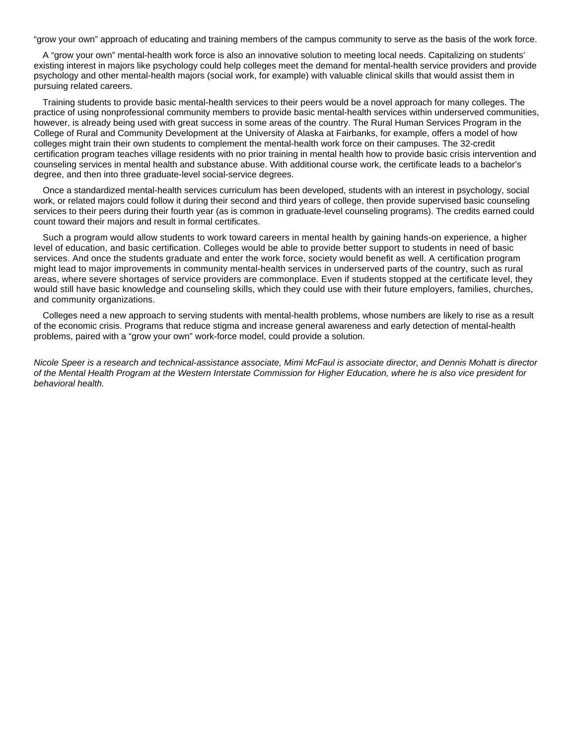"grow your own" approach of educating and training members of the campus community to serve as the basis of the work force.

A "grow your own" mental-health work force is also an innovative solution to meeting local needs. Capitalizing on students' existing interest in majors like psychology could help colleges meet the demand for mental-health service providers and provide psychology and other mental-health majors (social work, for example) with valuable clinical skills that would assist them in pursuing related careers.

Training students to provide basic mental-health services to their peers would be a novel approach for many colleges. The practice of using nonprofessional community members to provide basic mental-health services within underserved communities, however, is already being used with great success in some areas of the country. The Rural Human Services Program in the College of Rural and Community Development at the University of Alaska at Fairbanks, for example, offers a model of how colleges might train their own students to complement the mental-health work force on their campuses. The 32-credit certification program teaches village residents with no prior training in mental health how to provide basic crisis intervention and counseling services in mental health and substance abuse. With additional course work, the certificate leads to a bachelor's degree, and then into three graduate-level social-service degrees.

Once a standardized mental-health services curriculum has been developed, students with an interest in psychology, social work, or related majors could follow it during their second and third years of college, then provide supervised basic counseling services to their peers during their fourth year (as is common in graduate-level counseling programs). The credits earned could count toward their majors and result in formal certificates.

Such a program would allow students to work toward careers in mental health by gaining hands-on experience, a higher level of education, and basic certification. Colleges would be able to provide better support to students in need of basic services. And once the students graduate and enter the work force, society would benefit as well. A certification program might lead to major improvements in community mental-health services in underserved parts of the country, such as rural areas, where severe shortages of service providers are commonplace. Even if students stopped at the certificate level, they would still have basic knowledge and counseling skills, which they could use with their future employers, families, churches, and community organizations.

Colleges need a new approach to serving students with mental-health problems, whose numbers are likely to rise as a result of the economic crisis. Programs that reduce stigma and increase general awareness and early detection of mental-health problems, paired with a "grow your own" work-force model, could provide a solution.

*Nicole Speer is a research and technical-assistance associate, Mimi McFaul is associate director, and Dennis Mohatt is director of the Mental Health Program at the Western Interstate Commission for Higher Education, where he is also vice president for behavioral health.*